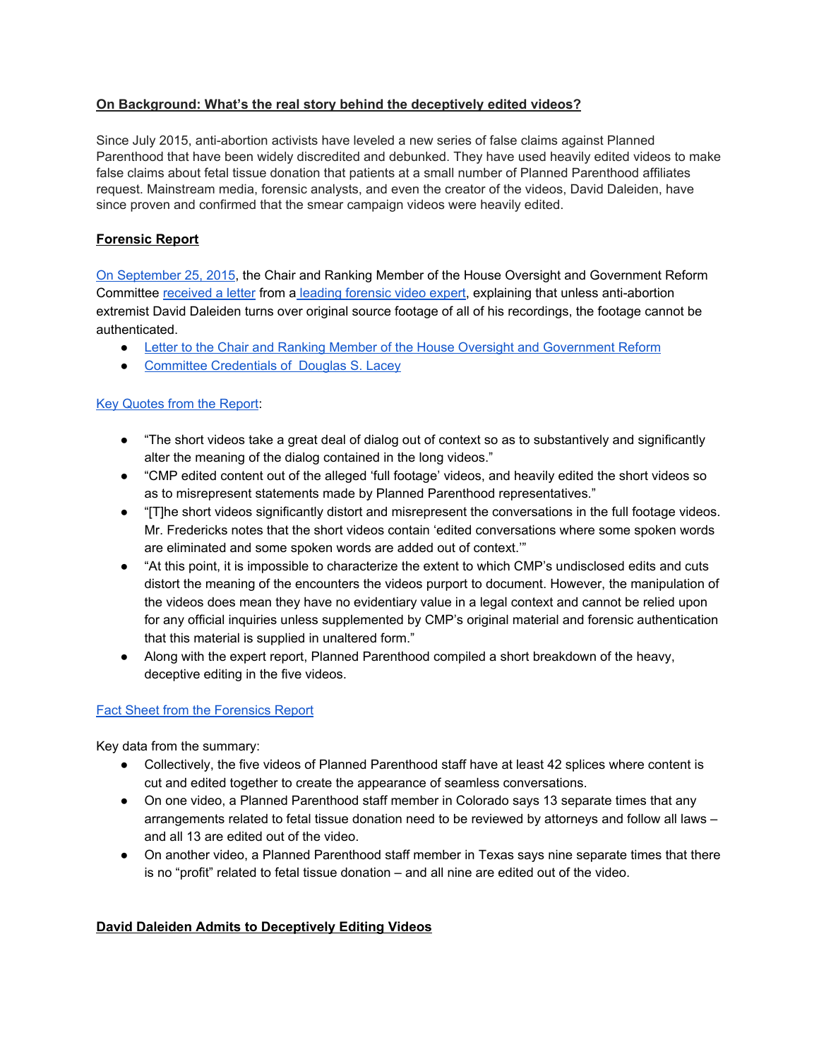**On Background: What's the real story behind the deceptively edited videos?**

Since July 2015, anti-abortion activists have leveled a new series of false claims against Planned Parenthood that have been widely discredited and debunked. They have used heavily edited videos to make false claims about fetal tissue donation that patients at a small number of Planned Parenthood affiliates request. Mainstream media, forensic analysts, and even the creator of the videos, David Daleiden, have since proven and confirmed that the smear campaign videos were heavily edited.

**Forensic Report**

On September 25, 2015, the Chair and Ranking Member of the House Oversight and Government Reform Committee received a letter from a leading forensic video expert, explaining that unless anti-abortion extremist David Daleiden turns over original source footage of all of his recordings, the footage cannot be authenticated.

- Letter to the Chair and Ranking Member of the House Oversight and Government Reform
- Committee Credentials of Douglas S. Lacey

Key Quotes from the Report:

- "The short videos take a great deal of dialog out of context so as to substantively and significantly alter the meaning of the dialog contained in the long videos."
- "CMP edited content out of the alleged 'full footage' videos, and heavily edited the short videos so as to misrepresent statements made by Planned Parenthood representatives."
- "[T]he short videos significantly distort and misrepresent the conversations in the full footage videos. Mr. Fredericks notes that the short videos contain 'edited conversations where some spoken words are eliminated and some spoken words are added out of context.'"
- "At this point, it is impossible to characterize the extent to which CMP's undisclosed edits and cuts distort the meaning of the encounters the videos purport to document. However, the manipulation of the videos does mean they have no evidentiary value in a legal context and cannot be relied upon for any official inquiries unless supplemented by CMP's original material and forensic authentication that this material is supplied in unaltered form."
- Along with the expert report, Planned Parenthood compiled a short breakdown of the heavy, deceptive editing in the five videos.

Fact Sheet from the Forensics Report

Key data from the summary:

- Collectively, the five videos of Planned Parenthood staff have at least 42 splices where content is cut and edited together to create the appearance of seamless conversations.
- On one video, a Planned Parenthood staff member in Colorado says 13 separate times that any arrangements related to fetal tissue donation need to be reviewed by attorneys and follow all laws – and all 13 are edited out of the video.
- On another video, a Planned Parenthood staff member in Texas says nine separate times that there is no "profit" related to fetal tissue donation – and all nine are edited out of the video.

**David Daleiden Admits to Deceptively Editing Videos**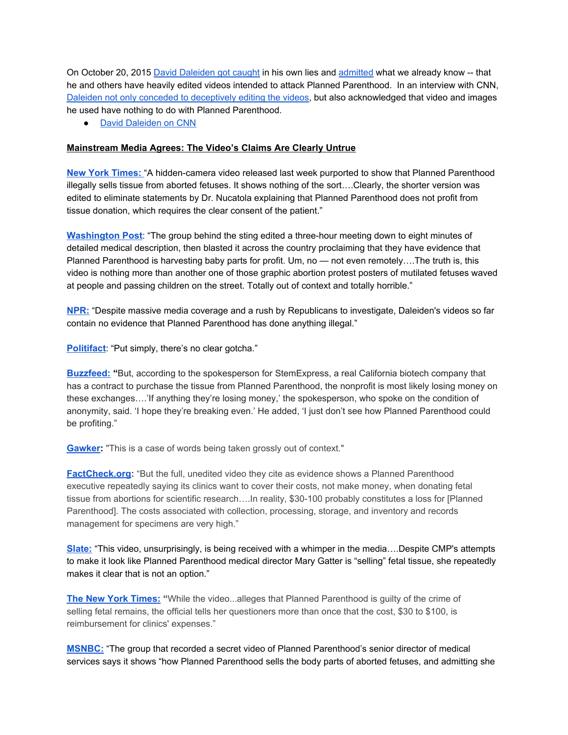On October 20, 2015 David Daleiden got caught in his own lies and admitted what we already know -- that he and others have heavily edited videos intended to attack Planned Parenthood. In an interview with CNN, Daleiden not only conceded to deceptively editing the videos, but also acknowledged that video and images he used have nothing to do with Planned Parenthood.

- David Daleiden on CNN

## Mainstream Media Agrees: The Video's Claims Are Clearly Untrue

**New York Times:** "A hidden-camera video released last week purported to show that Planned Parenthood illegally sells tissue from aborted fetuses. It shows nothing of the sort….Clearly, the shorter version was edited to eliminate statements by Dr. Nucatola explaining that Planned Parenthood does not profit from tissue donation, which requires the clear consent of the patient."

**Washington Post**: "The group behind the sting edited a three-hour meeting down to eight minutes of detailed medical description, then blasted it across the country proclaiming that they have evidence that Planned Parenthood is harvesting baby parts for profit. Um, no — not even remotely….The truth is, this video is nothing more than another one of those graphic abortion protest posters of mutilated fetuses waved at people and passing children on the street. Totally out of context and totally horrible."

**NPR:** "Despite massive media coverage and a rush by Republicans to investigate, Daleiden's videos so far contain no evidence that Planned Parenthood has done anything illegal."

**Politifact**: "Put simply, there's no clear gotcha."

**Buzzfeed:** **"**But, according to the spokesperson for StemExpress, a real California biotech company that has a contract to purchase the tissue from Planned Parenthood, the nonprofit is most likely losing money on these exchanges….'If anything they're losing money,' the spokesperson, who spoke on the condition of anonymity, said. 'I hope they're breaking even.' He added, 'I just don't see how Planned Parenthood could be profiting."

**Gawker:** "This is a case of words being taken grossly out of context."

**FactCheck.org:** "But the full, unedited video they cite as evidence shows a Planned Parenthood executive repeatedly saying its clinics want to cover their costs, not make money, when donating fetal tissue from abortions for scientific research….In reality, $30-100 probably constitutes a loss for [Planned Parenthood]. The costs associated with collection, processing, storage, and inventory and records management for specimens are very high."

**Slate:** "This video, unsurprisingly, is being received with a whimper in the media….Despite CMP's attempts to make it look like Planned Parenthood medical director Mary Gatter is "selling" fetal tissue, she repeatedly makes it clear that is not an option."

**The New York Times:** **"**While the video...alleges that Planned Parenthood is guilty of the crime of selling fetal remains, the official tells her questioners more than once that the cost, $30 to $100, is reimbursement for clinics' expenses."

**MSNBC:** "The group that recorded a secret video of Planned Parenthood's senior director of medical services says it shows "how Planned Parenthood sells the body parts of aborted fetuses, and admitting she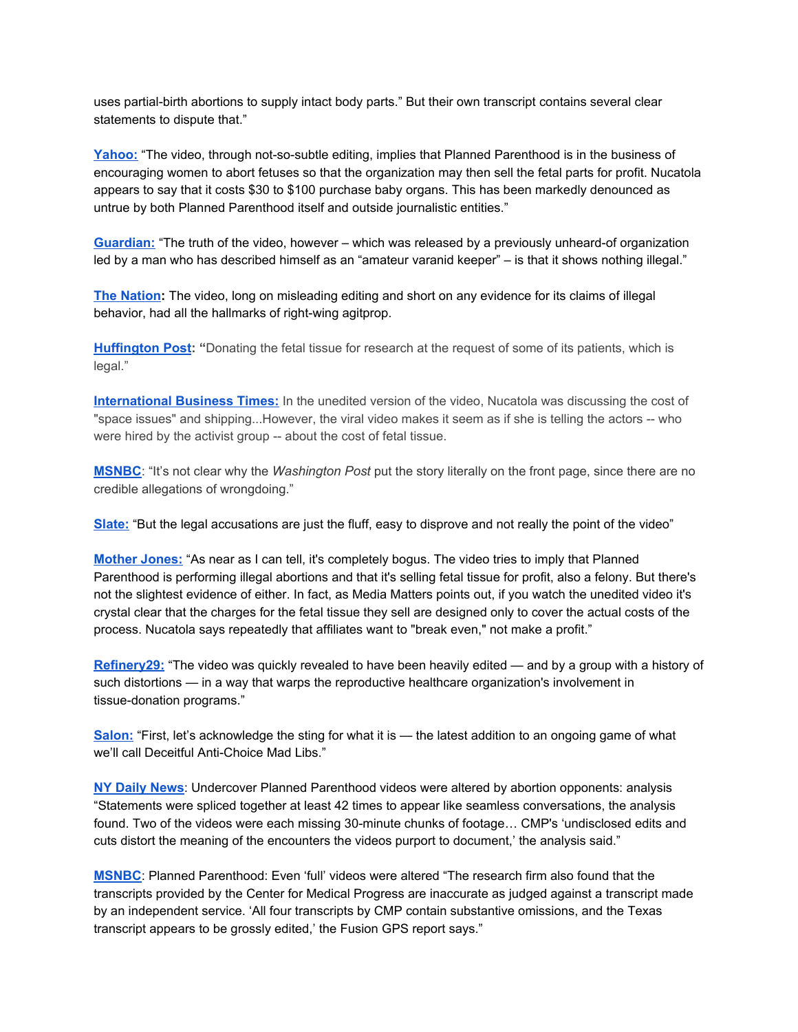uses partial-birth abortions to supply intact body parts." But their own transcript contains several clear statements to dispute that."

**Yahoo:** "The video, through not-so-subtle editing, implies that Planned Parenthood is in the business of encouraging women to abort fetuses so that the organization may then sell the fetal parts for profit. Nucatola appears to say that it costs $30 to $100 purchase baby organs. This has been markedly denounced as untrue by both Planned Parenthood itself and outside journalistic entities."

**Guardian:** "The truth of the video, however – which was released by a previously unheard-of organization led by a man who has described himself as an "amateur varanid keeper" – is that it shows nothing illegal."

**The Nation:** The video, long on misleading editing and short on any evidence for its claims of illegal behavior, had all the hallmarks of right-wing agitprop.

**Huffington Post:** "Donating the fetal tissue for research at the request of some of its patients, which is legal."

**International Business Times:** In the unedited version of the video, Nucatola was discussing the cost of "space issues" and shipping...However, the viral video makes it seem as if she is telling the actors -- who were hired by the activist group -- about the cost of fetal tissue.

**MSNBC**: "It's not clear why the *Washington Post* put the story literally on the front page, since there are no credible allegations of wrongdoing."

**Slate:** "But the legal accusations are just the fluff, easy to disprove and not really the point of the video"

**Mother Jones:** "As near as I can tell, it's completely bogus. The video tries to imply that Planned Parenthood is performing illegal abortions and that it's selling fetal tissue for profit, also a felony. But there's not the slightest evidence of either. In fact, as Media Matters points out, if you watch the unedited video it's crystal clear that the charges for the fetal tissue they sell are designed only to cover the actual costs of the process. Nucatola says repeatedly that affiliates want to "break even," not make a profit."

**Refinery29:** "The video was quickly revealed to have been heavily edited — and by a group with a history of such distortions — in a way that warps the reproductive healthcare organization's involvement in tissue-donation programs."

**Salon:** "First, let's acknowledge the sting for what it is — the latest addition to an ongoing game of what we'll call Deceitful Anti-Choice Mad Libs."

**NY Daily News**: Undercover Planned Parenthood videos were altered by abortion opponents: analysis "Statements were spliced together at least 42 times to appear like seamless conversations, the analysis found. Two of the videos were each missing 30-minute chunks of footage… CMP's 'undisclosed edits and cuts distort the meaning of the encounters the videos purport to document,' the analysis said."

**MSNBC**: Planned Parenthood: Even 'full' videos were altered "The research firm also found that the transcripts provided by the Center for Medical Progress are inaccurate as judged against a transcript made by an independent service. 'All four transcripts by CMP contain substantive omissions, and the Texas transcript appears to be grossly edited,' the Fusion GPS report says."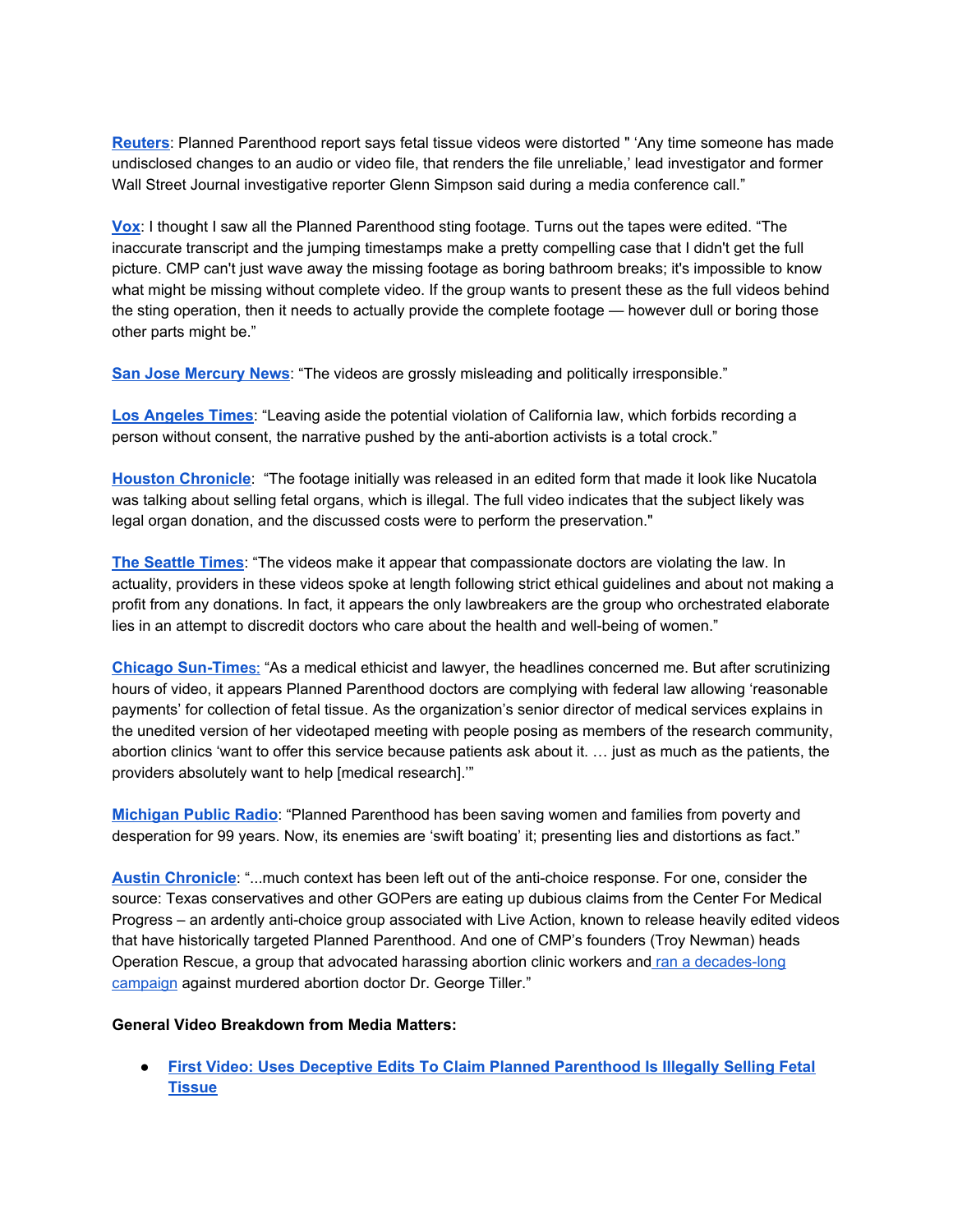**Reuters**: Planned Parenthood report says fetal tissue videos were distorted " 'Any time someone has made undisclosed changes to an audio or video file, that renders the file unreliable,' lead investigator and former Wall Street Journal investigative reporter Glenn Simpson said during a media conference call."

**Vox**: I thought I saw all the Planned Parenthood sting footage. Turns out the tapes were edited. "The inaccurate transcript and the jumping timestamps make a pretty compelling case that I didn't get the full picture. CMP can't just wave away the missing footage as boring bathroom breaks; it's impossible to know what might be missing without complete video. If the group wants to present these as the full videos behind the sting operation, then it needs to actually provide the complete footage — however dull or boring those other parts might be."

**San Jose Mercury News**: "The videos are grossly misleading and politically irresponsible."

**Los Angeles Times**: "Leaving aside the potential violation of California law, which forbids recording a person without consent, the narrative pushed by the anti-abortion activists is a total crock."

**Houston Chronicle**: "The footage initially was released in an edited form that made it look like Nucatola was talking about selling fetal organs, which is illegal. The full video indicates that the subject likely was legal organ donation, and the discussed costs were to perform the preservation."

**The Seattle Times**: "The videos make it appear that compassionate doctors are violating the law. In actuality, providers in these videos spoke at length following strict ethical guidelines and about not making a profit from any donations. In fact, it appears the only lawbreakers are the group who orchestrated elaborate lies in an attempt to discredit doctors who care about the health and well-being of women."

**Chicago Sun-Times**: "As a medical ethicist and lawyer, the headlines concerned me. But after scrutinizing hours of video, it appears Planned Parenthood doctors are complying with federal law allowing 'reasonable payments' for collection of fetal tissue. As the organization's senior director of medical services explains in the unedited version of her videotaped meeting with people posing as members of the research community, abortion clinics 'want to offer this service because patients ask about it. … just as much as the patients, the providers absolutely want to help [medical research].'"

**Michigan Public Radio**: "Planned Parenthood has been saving women and families from poverty and desperation for 99 years. Now, its enemies are 'swift boating' it; presenting lies and distortions as fact."

**Austin Chronicle**: "...much context has been left out of the anti-choice response. For one, consider the source: Texas conservatives and other GOPers are eating up dubious claims from the Center For Medical Progress – an ardently anti-choice group associated with Live Action, known to release heavily edited videos that have historically targeted Planned Parenthood. And one of CMP's founders (Troy Newman) heads Operation Rescue, a group that advocated harassing abortion clinic workers and ran a decades-long campaign against murdered abortion doctor Dr. George Tiller."

**General Video Breakdown from Media Matters:**

- **First Video: Uses Deceptive Edits To Claim Planned Parenthood Is Illegally Selling Fetal Tissue**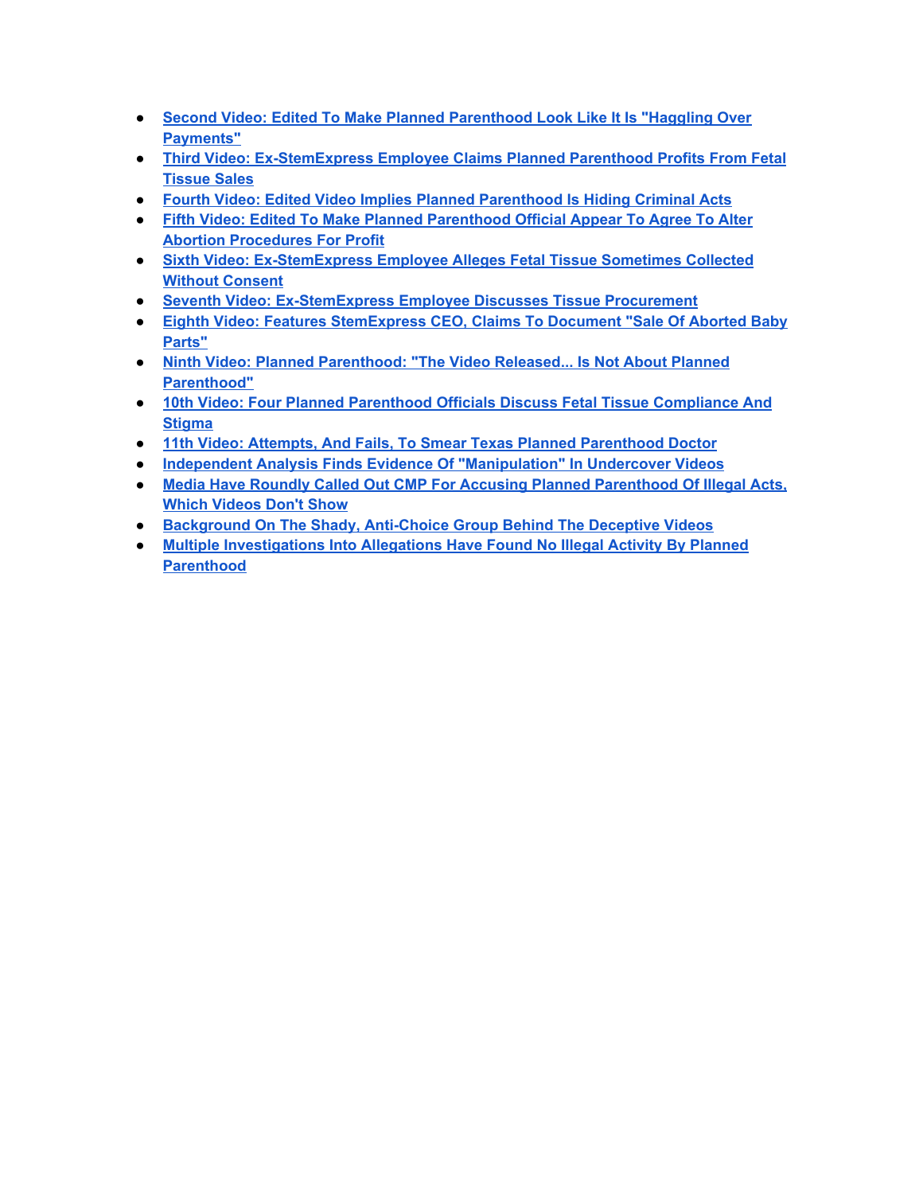- **Second Video: Edited To Make Planned Parenthood Look Like It Is "Haggling Over Payments"**
- **Third Video: Ex-StemExpress Employee Claims Planned Parenthood Profits From Fetal Tissue Sales**
- **Fourth Video: Edited Video Implies Planned Parenthood Is Hiding Criminal Acts**
- **Fifth Video: Edited To Make Planned Parenthood Official Appear To Agree To Alter Abortion Procedures For Profit**
- **Sixth Video: Ex-StemExpress Employee Alleges Fetal Tissue Sometimes Collected Without Consent**
- **Seventh Video: Ex-StemExpress Employee Discusses Tissue Procurement**
- **Eighth Video: Features StemExpress CEO, Claims To Document "Sale Of Aborted Baby Parts"**
- **Ninth Video: Planned Parenthood: "The Video Released... Is Not About Planned Parenthood"**
- **10th Video: Four Planned Parenthood Officials Discuss Fetal Tissue Compliance And Stigma**
- **11th Video: Attempts, And Fails, To Smear Texas Planned Parenthood Doctor**
- **Independent Analysis Finds Evidence Of "Manipulation" In Undercover Videos**
- **Media Have Roundly Called Out CMP For Accusing Planned Parenthood Of Illegal Acts, Which Videos Don't Show**
- **Background On The Shady, Anti-Choice Group Behind The Deceptive Videos**
- **Multiple Investigations Into Allegations Have Found No Illegal Activity By Planned Parenthood**